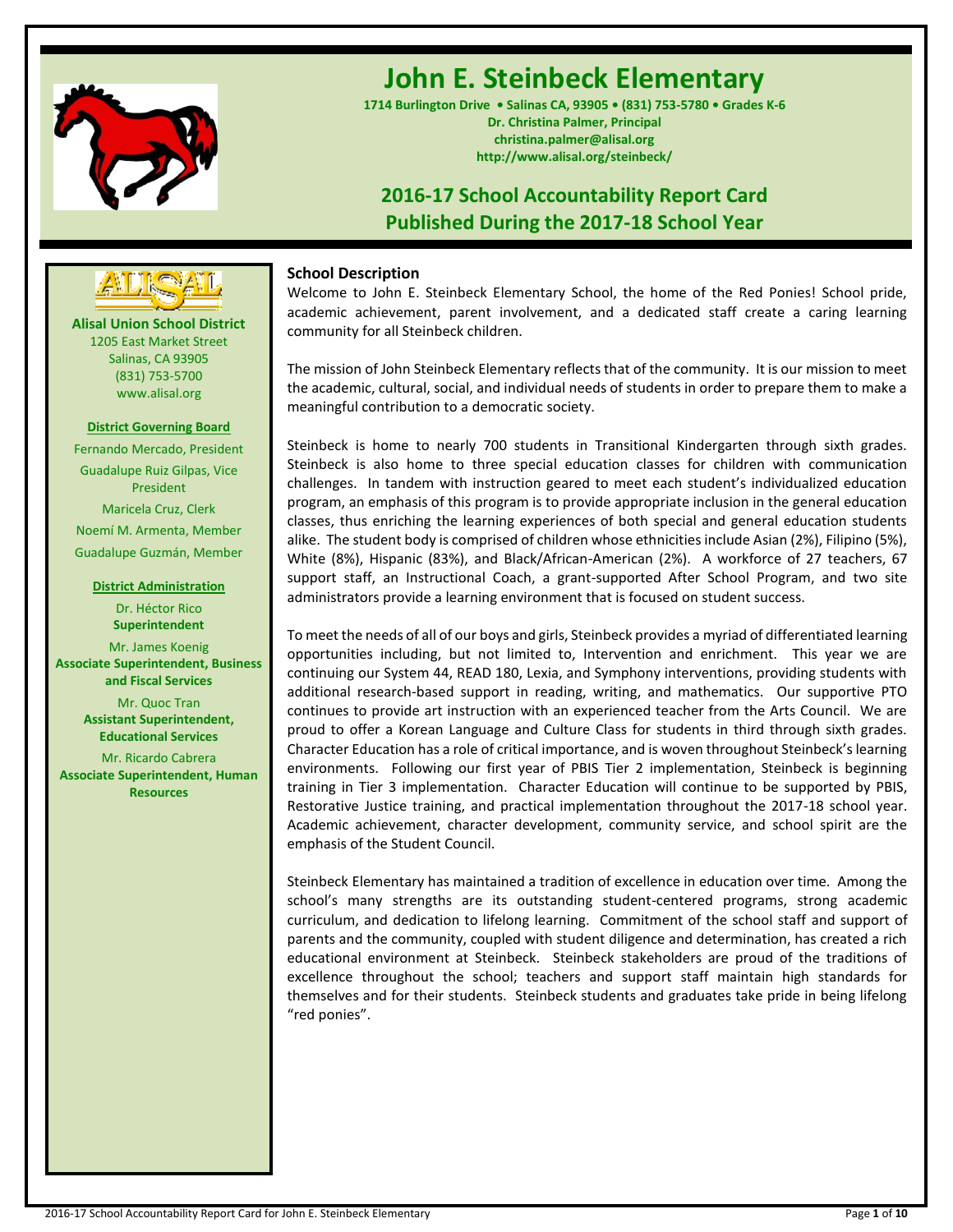# John E. Steinbeck Elementary

**1714 Burlington Drive • Salinas CA, 93905 • (831) 753-5780 • Grades K-6**
**Dr. Christina Palmer, Principal**
**christina.palmer@alisal.org**
**http://www.alisal.org/steinbeck/**

## 2016-17 School Accountability Report Card
## Published During the 2017-18 School Year

**Alisal Union School District**
1205 East Market Street
Salinas, CA 93905
(831) 753-5700
www.alisal.org

**District Governing Board**

Fernando Mercado, President
Guadalupe Ruiz Gilpas, Vice President
Maricela Cruz, Clerk
Noemí M. Armenta, Member
Guadalupe Guzmán, Member

**District Administration**

Dr. Héctor Rico
**Superintendent**

Mr. James Koenig
**Associate Superintendent, Business and Fiscal Services**

Mr. Quoc Tran
**Assistant Superintendent, Educational Services**

Mr. Ricardo Cabrera
**Associate Superintendent, Human Resources**

### School Description

Welcome to John E. Steinbeck Elementary School, the home of the Red Ponies! School pride, academic achievement, parent involvement, and a dedicated staff create a caring learning community for all Steinbeck children.

The mission of John Steinbeck Elementary reflects that of the community. It is our mission to meet the academic, cultural, social, and individual needs of students in order to prepare them to make a meaningful contribution to a democratic society.

Steinbeck is home to nearly 700 students in Transitional Kindergarten through sixth grades. Steinbeck is also home to three special education classes for children with communication challenges. In tandem with instruction geared to meet each student's individualized education program, an emphasis of this program is to provide appropriate inclusion in the general education classes, thus enriching the learning experiences of both special and general education students alike. The student body is comprised of children whose ethnicities include Asian (2%), Filipino (5%), White (8%), Hispanic (83%), and Black/African-American (2%). A workforce of 27 teachers, 67 support staff, an Instructional Coach, a grant-supported After School Program, and two site administrators provide a learning environment that is focused on student success.

To meet the needs of all of our boys and girls, Steinbeck provides a myriad of differentiated learning opportunities including, but not limited to, Intervention and enrichment. This year we are continuing our System 44, READ 180, Lexia, and Symphony interventions, providing students with additional research-based support in reading, writing, and mathematics. Our supportive PTO continues to provide art instruction with an experienced teacher from the Arts Council. We are proud to offer a Korean Language and Culture Class for students in third through sixth grades. Character Education has a role of critical importance, and is woven throughout Steinbeck's learning environments. Following our first year of PBIS Tier 2 implementation, Steinbeck is beginning training in Tier 3 implementation. Character Education will continue to be supported by PBIS, Restorative Justice training, and practical implementation throughout the 2017-18 school year. Academic achievement, character development, community service, and school spirit are the emphasis of the Student Council.

Steinbeck Elementary has maintained a tradition of excellence in education over time. Among the school's many strengths are its outstanding student-centered programs, strong academic curriculum, and dedication to lifelong learning. Commitment of the school staff and support of parents and the community, coupled with student diligence and determination, has created a rich educational environment at Steinbeck. Steinbeck stakeholders are proud of the traditions of excellence throughout the school; teachers and support staff maintain high standards for themselves and for their students. Steinbeck students and graduates take pride in being lifelong "red ponies".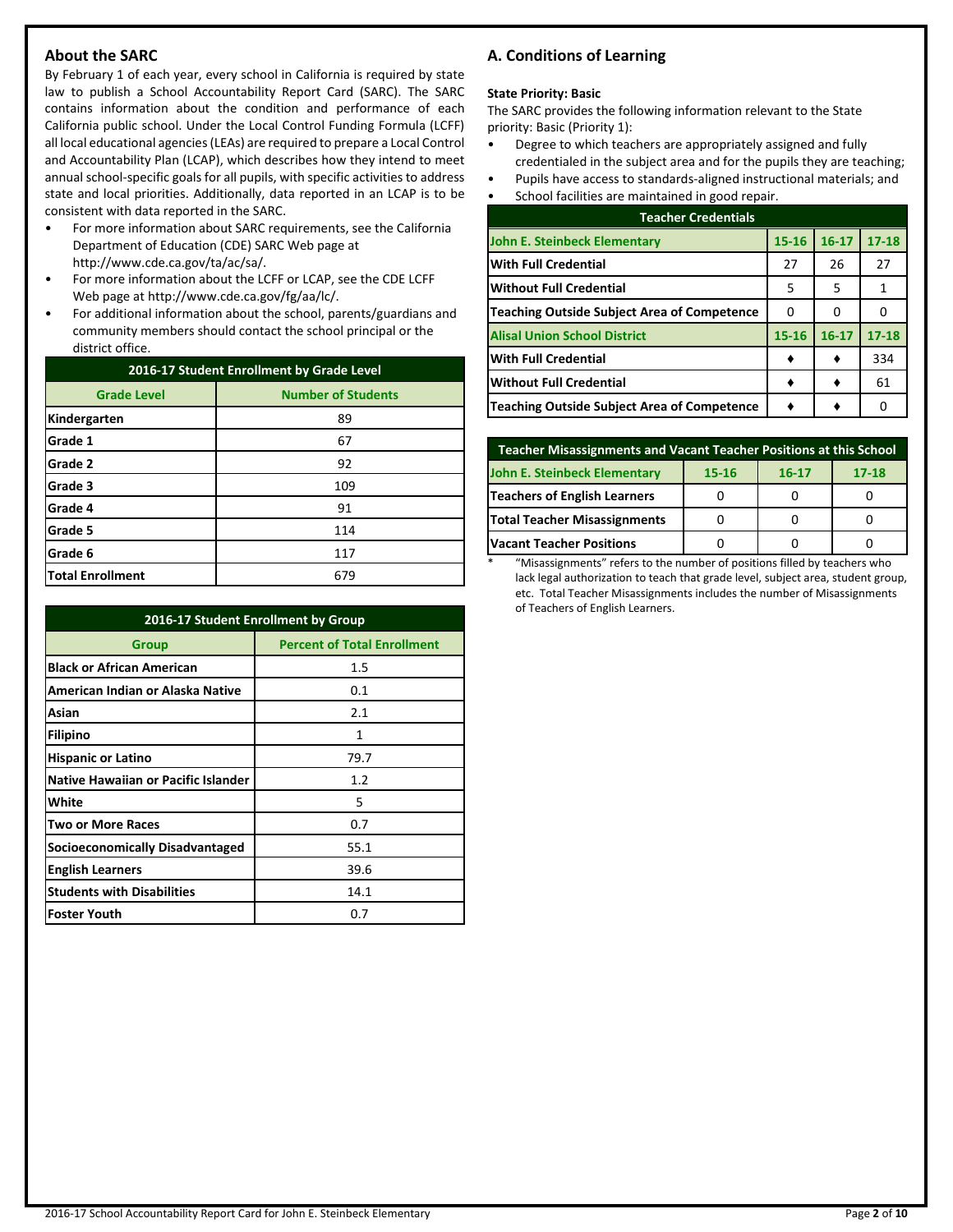## About the SARC

By February 1 of each year, every school in California is required by state law to publish a School Accountability Report Card (SARC). The SARC contains information about the condition and performance of each California public school. Under the Local Control Funding Formula (LCFF) all local educational agencies (LEAs) are required to prepare a Local Control and Accountability Plan (LCAP), which describes how they intend to meet annual school-specific goals for all pupils, with specific activities to address state and local priorities. Additionally, data reported in an LCAP is to be consistent with data reported in the SARC.

- For more information about SARC requirements, see the California Department of Education (CDE) SARC Web page at http://www.cde.ca.gov/ta/ac/sa/.
- For more information about the LCFF or LCAP, see the CDE LCFF Web page at http://www.cde.ca.gov/fg/aa/lc/.
- For additional information about the school, parents/guardians and community members should contact the school principal or the district office.

| 2016-17 Student Enrollment by Grade Level | |
|---|---|
| **Grade Level** | **Number of Students** |
| **Kindergarten** | 89 |
| **Grade 1** | 67 |
| **Grade 2** | 92 |
| **Grade 3** | 109 |
| **Grade 4** | 91 |
| **Grade 5** | 114 |
| **Grade 6** | 117 |
| **Total Enrollment** | 679 |

| 2016-17 Student Enrollment by Group | |
|---|---|
| **Group** | **Percent of Total Enrollment** |
| **Black or African American** | 1.5 |
| **American Indian or Alaska Native** | 0.1 |
| **Asian** | 2.1 |
| **Filipino** | 1 |
| **Hispanic or Latino** | 79.7 |
| **Native Hawaiian or Pacific Islander** | 1.2 |
| **White** | 5 |
| **Two or More Races** | 0.7 |
| **Socioeconomically Disadvantaged** | 55.1 |
| **English Learners** | 39.6 |
| **Students with Disabilities** | 14.1 |
| **Foster Youth** | 0.7 |

## A. Conditions of Learning

**State Priority: Basic**

The SARC provides the following information relevant to the State priority: Basic (Priority 1):

- Degree to which teachers are appropriately assigned and fully credentialed in the subject area and for the pupils they are teaching;
- Pupils have access to standards-aligned instructional materials; and
- School facilities are maintained in good repair.

| Teacher Credentials | | | |
|---|---|---|---|
| **John E. Steinbeck Elementary** | **15-16** | **16-17** | **17-18** |
| **With Full Credential** | 27 | 26 | 27 |
| **Without Full Credential** | 5 | 5 | 1 |
| **Teaching Outside Subject Area of Competence** | 0 | 0 | 0 |
| **Alisal Union School District** | **15-16** | **16-17** | **17-18** |
| **With Full Credential** | ♦ | ♦ | 334 |
| **Without Full Credential** | ♦ | ♦ | 61 |
| **Teaching Outside Subject Area of Competence** | ♦ | ♦ | 0 |

| Teacher Misassignments and Vacant Teacher Positions at this School | | | |
|---|---|---|---|
| **John E. Steinbeck Elementary** | **15-16** | **16-17** | **17-18** |
| **Teachers of English Learners** | 0 | 0 | 0 |
| **Total Teacher Misassignments** | 0 | 0 | 0 |
| **Vacant Teacher Positions** | 0 | 0 | 0 |

\* "Misassignments" refers to the number of positions filled by teachers who lack legal authorization to teach that grade level, subject area, student group, etc. Total Teacher Misassignments includes the number of Misassignments of Teachers of English Learners.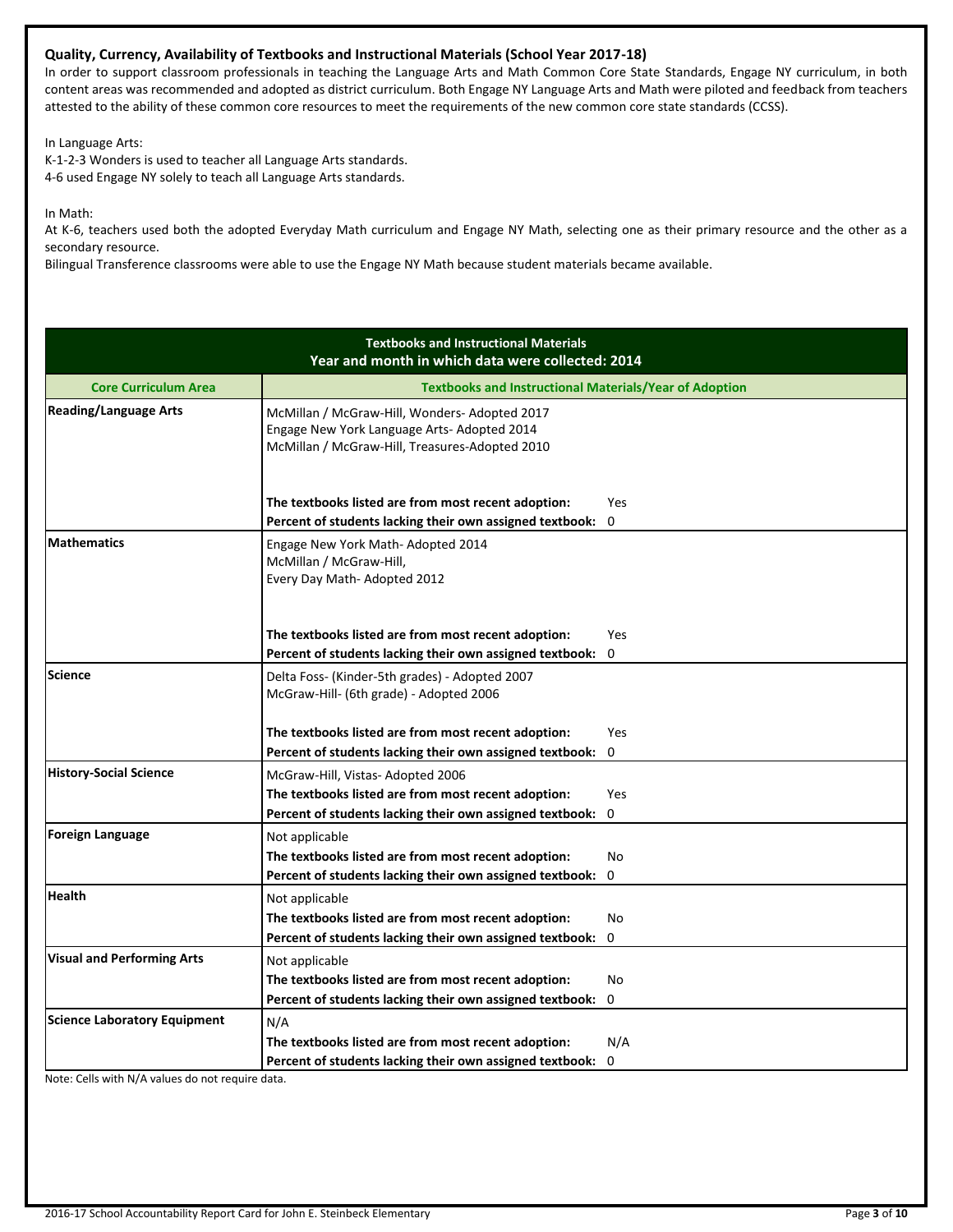### Quality, Currency, Availability of Textbooks and Instructional Materials (School Year 2017-18)

In order to support classroom professionals in teaching the Language Arts and Math Common Core State Standards, Engage NY curriculum, in both content areas was recommended and adopted as district curriculum. Both Engage NY Language Arts and Math were piloted and feedback from teachers attested to the ability of these common core resources to meet the requirements of the new common core state standards (CCSS).

In Language Arts:
K-1-2-3 Wonders is used to teacher all Language Arts standards.
4-6 used Engage NY solely to teach all Language Arts standards.

In Math:
At K-6, teachers used both the adopted Everyday Math curriculum and Engage NY Math, selecting one as their primary resource and the other as a secondary resource.
Bilingual Transference classrooms were able to use the Engage NY Math because student materials became available.

| Textbooks and Instructional Materials<br>Year and month in which data were collected: 2014 | |
|---|---|
| **Core Curriculum Area** | **Textbooks and Instructional Materials/Year of Adoption** |
| **Reading/Language Arts** | McMillan / McGraw-Hill, Wonders- Adopted 2017<br>Engage New York Language Arts- Adopted 2014<br>McMillan / McGraw-Hill, Treasures-Adopted 2010<br><br>**The textbooks listed are from most recent adoption:** Yes<br>**Percent of students lacking their own assigned textbook:** 0 |
| **Mathematics** | Engage New York Math- Adopted 2014<br>McMillan / McGraw-Hill,<br>Every Day Math- Adopted 2012<br><br>**The textbooks listed are from most recent adoption:** Yes<br>**Percent of students lacking their own assigned textbook:** 0 |
| **Science** | Delta Foss- (Kinder-5th grades) - Adopted 2007<br>McGraw-Hill- (6th grade) - Adopted 2006<br><br>**The textbooks listed are from most recent adoption:** Yes<br>**Percent of students lacking their own assigned textbook:** 0 |
| **History-Social Science** | McGraw-Hill, Vistas- Adopted 2006<br>**The textbooks listed are from most recent adoption:** Yes<br>**Percent of students lacking their own assigned textbook:** 0 |
| **Foreign Language** | Not applicable<br>**The textbooks listed are from most recent adoption:** No<br>**Percent of students lacking their own assigned textbook:** 0 |
| **Health** | Not applicable<br>**The textbooks listed are from most recent adoption:** No<br>**Percent of students lacking their own assigned textbook:** 0 |
| **Visual and Performing Arts** | Not applicable<br>**The textbooks listed are from most recent adoption:** No<br>**Percent of students lacking their own assigned textbook:** 0 |
| **Science Laboratory Equipment** | N/A<br>**The textbooks listed are from most recent adoption:** N/A<br>**Percent of students lacking their own assigned textbook:** 0 |

Note: Cells with N/A values do not require data.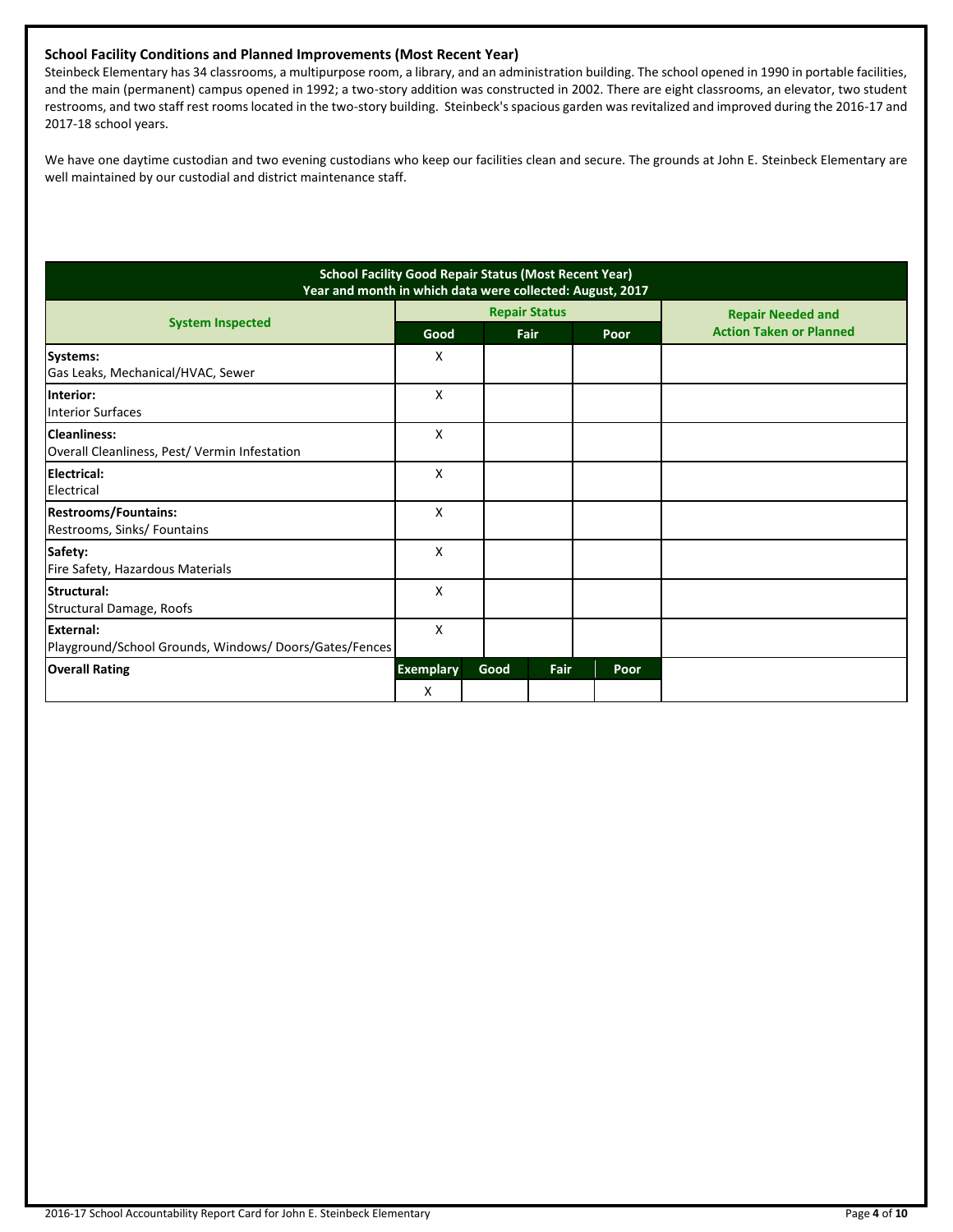### School Facility Conditions and Planned Improvements (Most Recent Year)

Steinbeck Elementary has 34 classrooms, a multipurpose room, a library, and an administration building. The school opened in 1990 in portable facilities, and the main (permanent) campus opened in 1992; a two-story addition was constructed in 2002. There are eight classrooms, an elevator, two student restrooms, and two staff rest rooms located in the two-story building. Steinbeck's spacious garden was revitalized and improved during the 2016-17 and 2017-18 school years.

We have one daytime custodian and two evening custodians who keep our facilities clean and secure. The grounds at John E. Steinbeck Elementary are well maintained by our custodial and district maintenance staff.

**School Facility Good Repair Status (Most Recent Year)**
**Year and month in which data were collected: August, 2017**

| System Inspected | Repair Status | | | Repair Needed and Action Taken or Planned |
|---|---|---|---|---|
| | Good | Fair | Poor | |
| **Systems:** Gas Leaks, Mechanical/HVAC, Sewer | X | | | |
| **Interior:** Interior Surfaces | X | | | |
| **Cleanliness:** Overall Cleanliness, Pest/ Vermin Infestation | X | | | |
| **Electrical:** Electrical | X | | | |
| **Restrooms/Fountains:** Restrooms, Sinks/ Fountains | X | | | |
| **Safety:** Fire Safety, Hazardous Materials | X | | | |
| **Structural:** Structural Damage, Roofs | X | | | |
| **External:** Playground/School Grounds, Windows/ Doors/Gates/Fences | X | | | |

| Overall Rating | Exemplary | Good | Fair | Poor |
|---|---|---|---|---|
| | X | | | |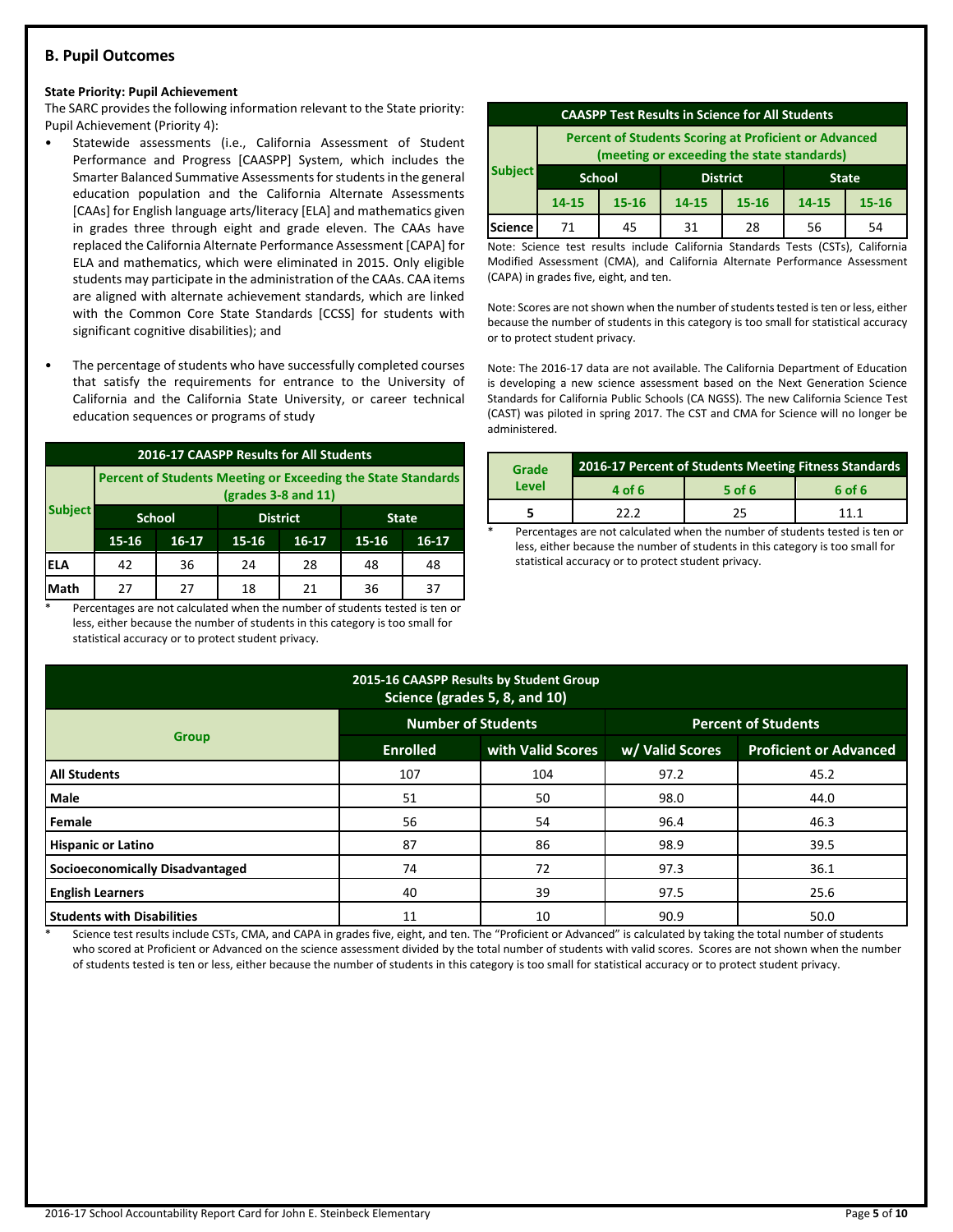## B. Pupil Outcomes

**State Priority: Pupil Achievement**

The SARC provides the following information relevant to the State priority: Pupil Achievement (Priority 4):

- Statewide assessments (i.e., California Assessment of Student Performance and Progress [CAASPP] System, which includes the Smarter Balanced Summative Assessments for students in the general education population and the California Alternate Assessments [CAAs] for English language arts/literacy [ELA] and mathematics given in grades three through eight and grade eleven. The CAAs have replaced the California Alternate Performance Assessment [CAPA] for ELA and mathematics, which were eliminated in 2015. Only eligible students may participate in the administration of the CAAs. CAA items are aligned with alternate achievement standards, which are linked with the Common Core State Standards [CCSS] for students with significant cognitive disabilities); and
- The percentage of students who have successfully completed courses that satisfy the requirements for entrance to the University of California and the California State University, or career technical education sequences or programs of study

**2016-17 CAASPP Results for All Students**

| Subject | Percent of Students Meeting or Exceeding the State Standards (grades 3-8 and 11) | | | | | |
|---|---|---|---|---|---|---|
| | School | | District | | State | |
| | 15-16 | 16-17 | 15-16 | 16-17 | 15-16 | 16-17 |
| ELA | 42 | 36 | 24 | 28 | 48 | 48 |
| Math | 27 | 27 | 18 | 21 | 36 | 37 |

\* Percentages are not calculated when the number of students tested is ten or less, either because the number of students in this category is too small for statistical accuracy or to protect student privacy.

**CAASPP Test Results in Science for All Students**

| Subject | Percent of Students Scoring at Proficient or Advanced (meeting or exceeding the state standards) | | | | | |
|---|---|---|---|---|---|---|
| | School | | District | | State | |
| | 14-15 | 15-16 | 14-15 | 15-16 | 14-15 | 15-16 |
| Science | 71 | 45 | 31 | 28 | 56 | 54 |

Note: Science test results include California Standards Tests (CSTs), California Modified Assessment (CMA), and California Alternate Performance Assessment (CAPA) in grades five, eight, and ten.

Note: Scores are not shown when the number of students tested is ten or less, either because the number of students in this category is too small for statistical accuracy or to protect student privacy.

Note: The 2016-17 data are not available. The California Department of Education is developing a new science assessment based on the Next Generation Science Standards for California Public Schools (CA NGSS). The new California Science Test (CAST) was piloted in spring 2017. The CST and CMA for Science will no longer be administered.

| Grade Level | 2016-17 Percent of Students Meeting Fitness Standards | | |
|---|---|---|---|
| | 4 of 6 | 5 of 6 | 6 of 6 |
| 5 | 22.2 | 25 | 11.1 |

\* Percentages are not calculated when the number of students tested is ten or less, either because the number of students in this category is too small for statistical accuracy or to protect student privacy.

**2015-16 CAASPP Results by Student Group Science (grades 5, 8, and 10)**

| Group | Number of Students | | Percent of Students | |
|---|---|---|---|---|
| | Enrolled | with Valid Scores | w/ Valid Scores | Proficient or Advanced |
| All Students | 107 | 104 | 97.2 | 45.2 |
| Male | 51 | 50 | 98.0 | 44.0 |
| Female | 56 | 54 | 96.4 | 46.3 |
| Hispanic or Latino | 87 | 86 | 98.9 | 39.5 |
| Socioeconomically Disadvantaged | 74 | 72 | 97.3 | 36.1 |
| English Learners | 40 | 39 | 97.5 | 25.6 |
| Students with Disabilities | 11 | 10 | 90.9 | 50.0 |

\* Science test results include CSTs, CMA, and CAPA in grades five, eight, and ten. The "Proficient or Advanced" is calculated by taking the total number of students who scored at Proficient or Advanced on the science assessment divided by the total number of students with valid scores. Scores are not shown when the number of students tested is ten or less, either because the number of students in this category is too small for statistical accuracy or to protect student privacy.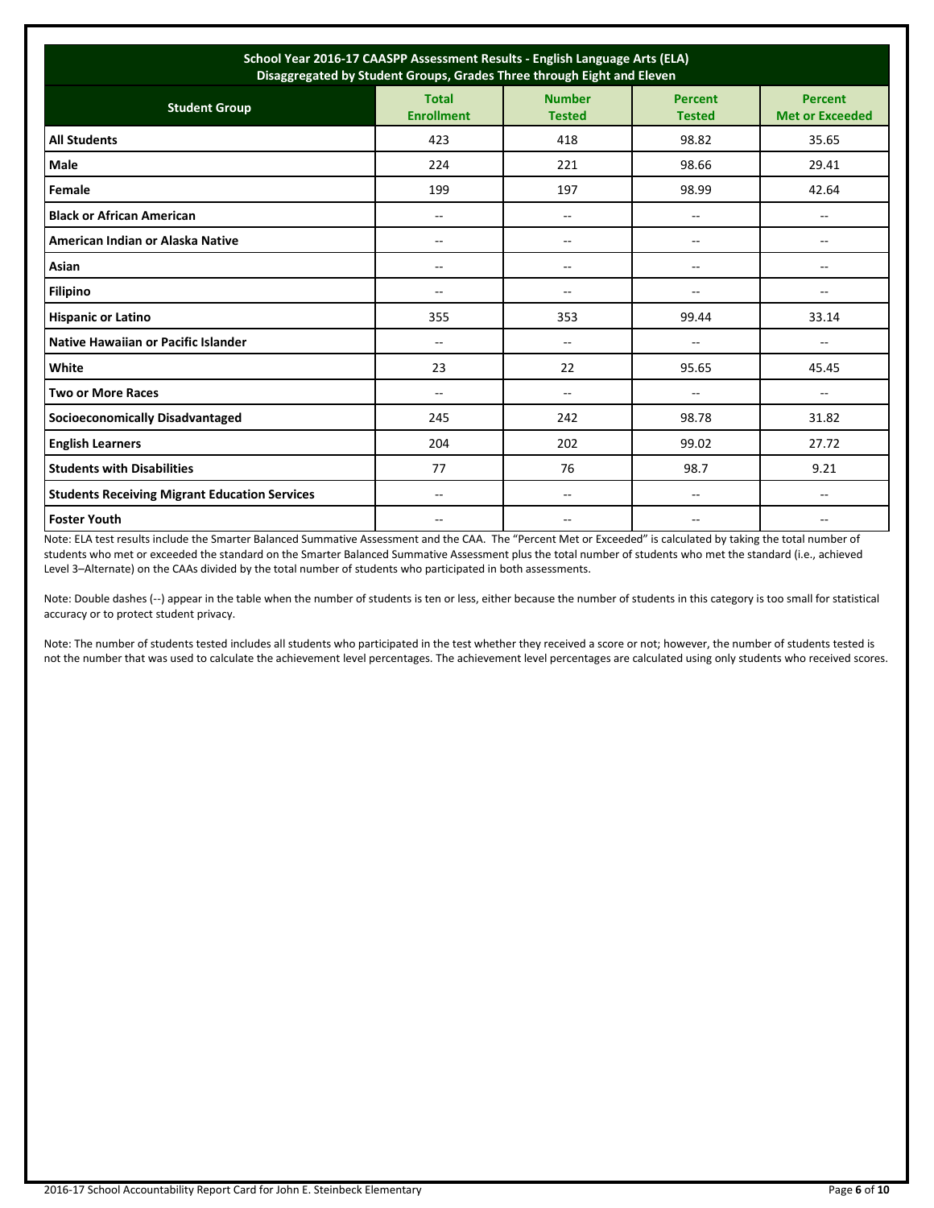| School Year 2016-17 CAASPP Assessment Results - English Language Arts (ELA) Disaggregated by Student Groups, Grades Three through Eight and Eleven | | | | |
|---|---|---|---|---|
| **Student Group** | **Total Enrollment** | **Number Tested** | **Percent Tested** | **Percent Met or Exceeded** |
| **All Students** | 423 | 418 | 98.82 | 35.65 |
| **Male** | 224 | 221 | 98.66 | 29.41 |
| **Female** | 199 | 197 | 98.99 | 42.64 |
| **Black or African American** | -- | -- | -- | -- |
| **American Indian or Alaska Native** | -- | -- | -- | -- |
| **Asian** | -- | -- | -- | -- |
| **Filipino** | -- | -- | -- | -- |
| **Hispanic or Latino** | 355 | 353 | 99.44 | 33.14 |
| **Native Hawaiian or Pacific Islander** | -- | -- | -- | -- |
| **White** | 23 | 22 | 95.65 | 45.45 |
| **Two or More Races** | -- | -- | -- | -- |
| **Socioeconomically Disadvantaged** | 245 | 242 | 98.78 | 31.82 |
| **English Learners** | 204 | 202 | 99.02 | 27.72 |
| **Students with Disabilities** | 77 | 76 | 98.7 | 9.21 |
| **Students Receiving Migrant Education Services** | -- | -- | -- | -- |
| **Foster Youth** | -- | -- | -- | -- |

Note: ELA test results include the Smarter Balanced Summative Assessment and the CAA. The "Percent Met or Exceeded" is calculated by taking the total number of students who met or exceeded the standard on the Smarter Balanced Summative Assessment plus the total number of students who met the standard (i.e., achieved Level 3–Alternate) on the CAAs divided by the total number of students who participated in both assessments.

Note: Double dashes (--) appear in the table when the number of students is ten or less, either because the number of students in this category is too small for statistical accuracy or to protect student privacy.

Note: The number of students tested includes all students who participated in the test whether they received a score or not; however, the number of students tested is not the number that was used to calculate the achievement level percentages. The achievement level percentages are calculated using only students who received scores.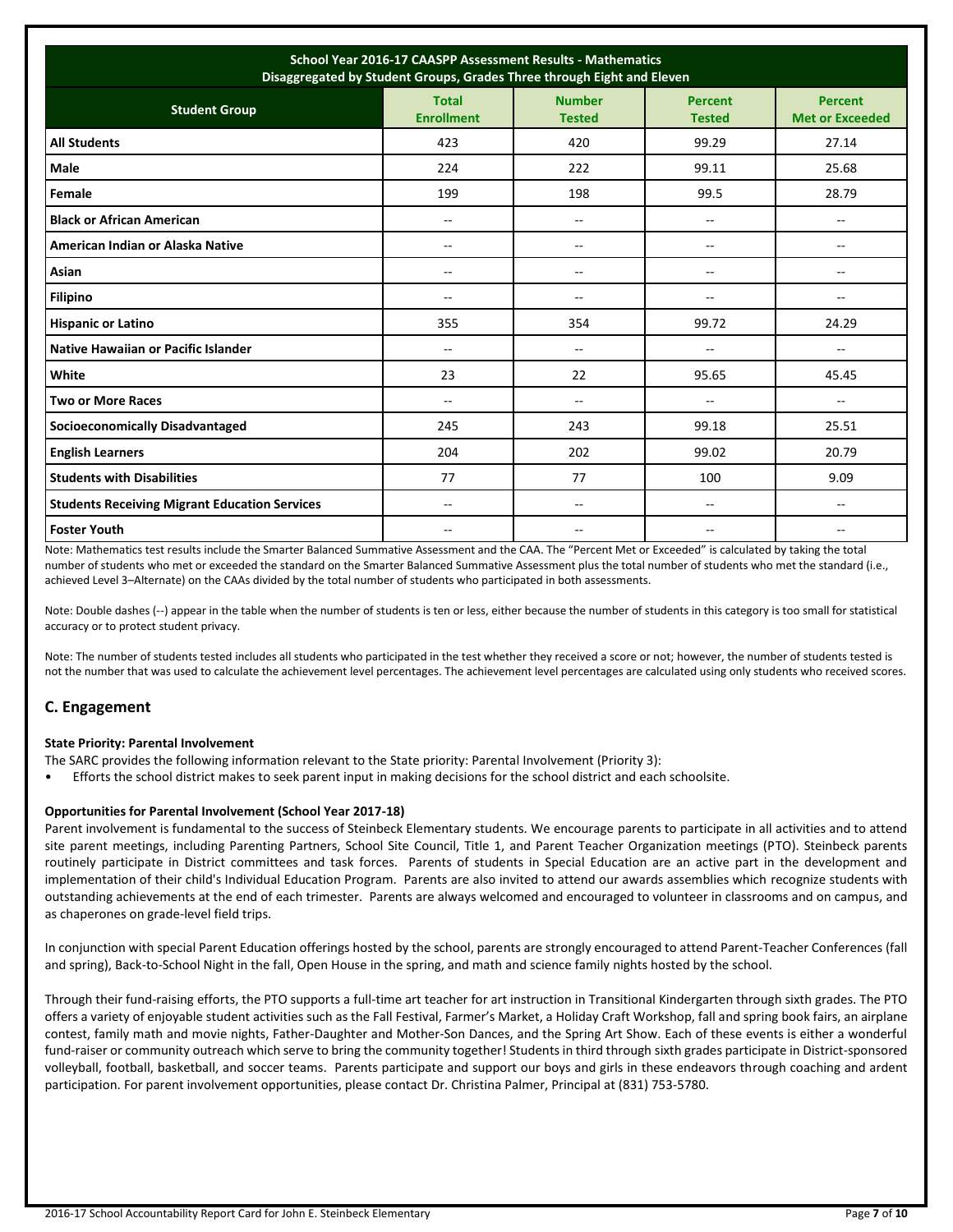| School Year 2016-17 CAASPP Assessment Results - Mathematics Disaggregated by Student Groups, Grades Three through Eight and Eleven | | | | |
|---|---|---|---|---|
| **Student Group** | **Total Enrollment** | **Number Tested** | **Percent Tested** | **Percent Met or Exceeded** |
| **All Students** | 423 | 420 | 99.29 | 27.14 |
| **Male** | 224 | 222 | 99.11 | 25.68 |
| **Female** | 199 | 198 | 99.5 | 28.79 |
| **Black or African American** | -- | -- | -- | -- |
| **American Indian or Alaska Native** | -- | -- | -- | -- |
| **Asian** | -- | -- | -- | -- |
| **Filipino** | -- | -- | -- | -- |
| **Hispanic or Latino** | 355 | 354 | 99.72 | 24.29 |
| **Native Hawaiian or Pacific Islander** | -- | -- | -- | -- |
| **White** | 23 | 22 | 95.65 | 45.45 |
| **Two or More Races** | -- | -- | -- | -- |
| **Socioeconomically Disadvantaged** | 245 | 243 | 99.18 | 25.51 |
| **English Learners** | 204 | 202 | 99.02 | 20.79 |
| **Students with Disabilities** | 77 | 77 | 100 | 9.09 |
| **Students Receiving Migrant Education Services** | -- | -- | -- | -- |
| **Foster Youth** | -- | -- | -- | -- |

Note: Mathematics test results include the Smarter Balanced Summative Assessment and the CAA. The "Percent Met or Exceeded" is calculated by taking the total number of students who met or exceeded the standard on the Smarter Balanced Summative Assessment plus the total number of students who met the standard (i.e., achieved Level 3–Alternate) on the CAAs divided by the total number of students who participated in both assessments.

Note: Double dashes (--) appear in the table when the number of students is ten or less, either because the number of students in this category is too small for statistical accuracy or to protect student privacy.

Note: The number of students tested includes all students who participated in the test whether they received a score or not; however, the number of students tested is not the number that was used to calculate the achievement level percentages. The achievement level percentages are calculated using only students who received scores.

## C. Engagement

**State Priority: Parental Involvement**

The SARC provides the following information relevant to the State priority: Parental Involvement (Priority 3):

- Efforts the school district makes to seek parent input in making decisions for the school district and each schoolsite.

**Opportunities for Parental Involvement (School Year 2017-18)**

Parent involvement is fundamental to the success of Steinbeck Elementary students. We encourage parents to participate in all activities and to attend site parent meetings, including Parenting Partners, School Site Council, Title 1, and Parent Teacher Organization meetings (PTO). Steinbeck parents routinely participate in District committees and task forces. Parents of students in Special Education are an active part in the development and implementation of their child's Individual Education Program. Parents are also invited to attend our awards assemblies which recognize students with outstanding achievements at the end of each trimester. Parents are always welcomed and encouraged to volunteer in classrooms and on campus, and as chaperones on grade-level field trips.

In conjunction with special Parent Education offerings hosted by the school, parents are strongly encouraged to attend Parent-Teacher Conferences (fall and spring), Back-to-School Night in the fall, Open House in the spring, and math and science family nights hosted by the school.

Through their fund-raising efforts, the PTO supports a full-time art teacher for art instruction in Transitional Kindergarten through sixth grades. The PTO offers a variety of enjoyable student activities such as the Fall Festival, Farmer's Market, a Holiday Craft Workshop, fall and spring book fairs, an airplane contest, family math and movie nights, Father-Daughter and Mother-Son Dances, and the Spring Art Show. Each of these events is either a wonderful fund-raiser or community outreach which serve to bring the community together! Students in third through sixth grades participate in District-sponsored volleyball, football, basketball, and soccer teams. Parents participate and support our boys and girls in these endeavors through coaching and ardent participation. For parent involvement opportunities, please contact Dr. Christina Palmer, Principal at (831) 753-5780.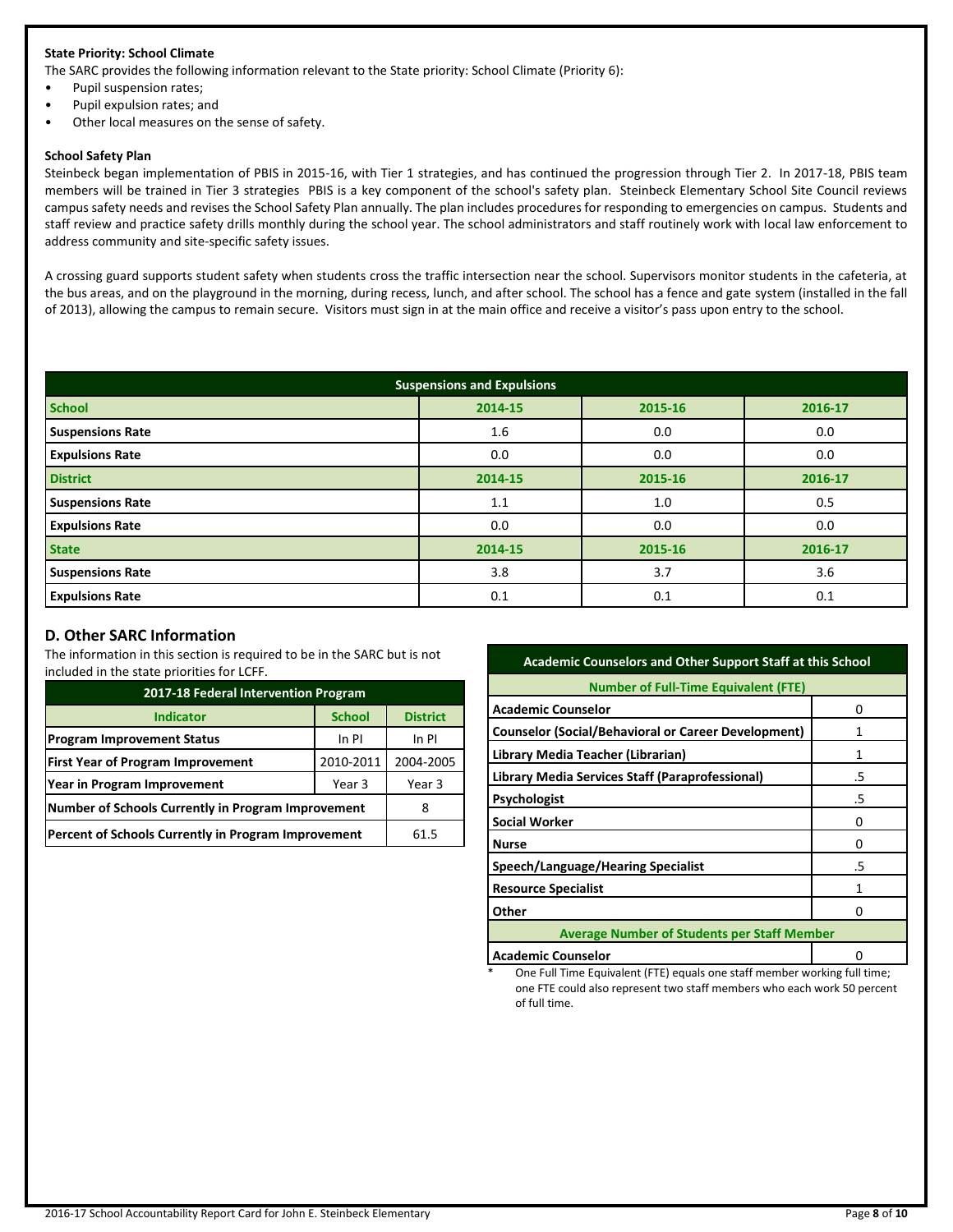**State Priority: School Climate**

The SARC provides the following information relevant to the State priority: School Climate (Priority 6):

- Pupil suspension rates;
- Pupil expulsion rates; and
- Other local measures on the sense of safety.

**School Safety Plan**

Steinbeck began implementation of PBIS in 2015-16, with Tier 1 strategies, and has continued the progression through Tier 2. In 2017-18, PBIS team members will be trained in Tier 3 strategies PBIS is a key component of the school's safety plan. Steinbeck Elementary School Site Council reviews campus safety needs and revises the School Safety Plan annually. The plan includes procedures for responding to emergencies on campus. Students and staff review and practice safety drills monthly during the school year. The school administrators and staff routinely work with local law enforcement to address community and site-specific safety issues.

A crossing guard supports student safety when students cross the traffic intersection near the school. Supervisors monitor students in the cafeteria, at the bus areas, and on the playground in the morning, during recess, lunch, and after school. The school has a fence and gate system (installed in the fall of 2013), allowing the campus to remain secure. Visitors must sign in at the main office and receive a visitor's pass upon entry to the school.

| Suspensions and Expulsions | | | |
|---|---|---|---|
| **School** | **2014-15** | **2015-16** | **2016-17** |
| **Suspensions Rate** | 1.6 | 0.0 | 0.0 |
| **Expulsions Rate** | 0.0 | 0.0 | 0.0 |
| **District** | **2014-15** | **2015-16** | **2016-17** |
| **Suspensions Rate** | 1.1 | 1.0 | 0.5 |
| **Expulsions Rate** | 0.0 | 0.0 | 0.0 |
| **State** | **2014-15** | **2015-16** | **2016-17** |
| **Suspensions Rate** | 3.8 | 3.7 | 3.6 |
| **Expulsions Rate** | 0.1 | 0.1 | 0.1 |

## D. Other SARC Information

The information in this section is required to be in the SARC but is not included in the state priorities for LCFF.

| 2017-18 Federal Intervention Program | | |
|---|---|---|
| **Indicator** | **School** | **District** |
| **Program Improvement Status** | In PI | In PI |
| **First Year of Program Improvement** | 2010-2011 | 2004-2005 |
| **Year in Program Improvement** | Year 3 | Year 3 |
| **Number of Schools Currently in Program Improvement** | | 8 |
| **Percent of Schools Currently in Program Improvement** | | 61.5 |

| Academic Counselors and Other Support Staff at this School | |
|---|---|
| **Number of Full-Time Equivalent (FTE)** | |
| **Academic Counselor** | 0 |
| **Counselor (Social/Behavioral or Career Development)** | 1 |
| **Library Media Teacher (Librarian)** | 1 |
| **Library Media Services Staff (Paraprofessional)** | .5 |
| **Psychologist** | .5 |
| **Social Worker** | 0 |
| **Nurse** | 0 |
| **Speech/Language/Hearing Specialist** | .5 |
| **Resource Specialist** | 1 |
| **Other** | 0 |
| **Average Number of Students per Staff Member** | |
| **Academic Counselor** | 0 |

\* One Full Time Equivalent (FTE) equals one staff member working full time; one FTE could also represent two staff members who each work 50 percent of full time.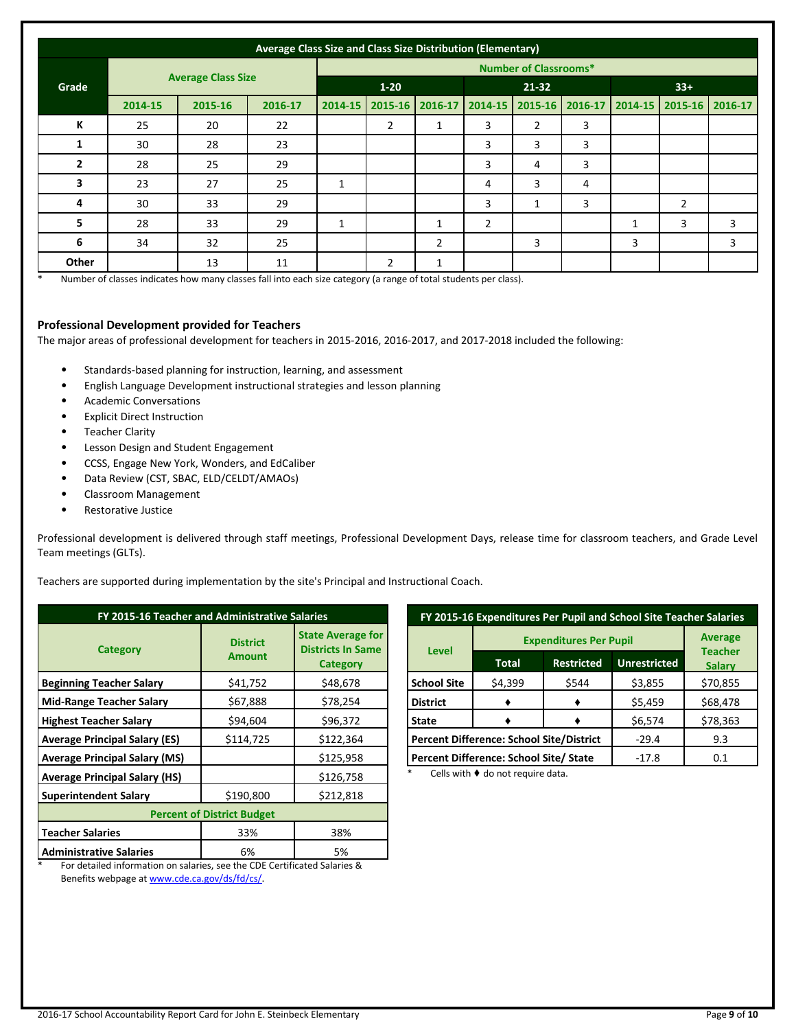| Average Class Size and Class Size Distribution (Elementary) | | | | | | | | | | | | |
|---|---|---|---|---|---|---|---|---|---|---|---|---|
| Grade | Average Class Size | | | Number of Classrooms* | | | | | | | | |
| | | | | 1-20 | | | 21-32 | | | 33+ | | |
| | 2014-15 | 2015-16 | 2016-17 | 2014-15 | 2015-16 | 2016-17 | 2014-15 | 2015-16 | 2016-17 | 2014-15 | 2015-16 | 2016-17 |
| K | 25 | 20 | 22 | | 2 | 1 | 3 | 2 | 3 | | | |
| 1 | 30 | 28 | 23 | | | | 3 | 3 | 3 | | | |
| 2 | 28 | 25 | 29 | | | | 3 | 4 | 3 | | | |
| 3 | 23 | 27 | 25 | 1 | | | 4 | 3 | 4 | | | |
| 4 | 30 | 33 | 29 | | | | 3 | 1 | 3 | | 2 | |
| 5 | 28 | 33 | 29 | 1 | | 1 | 2 | | | 1 | 3 | 3 |
| 6 | 34 | 32 | 25 | | | 2 | | 3 | | 3 | | 3 |
| Other | | 13 | 11 | | 2 | 1 | | | | | | |

\* Number of classes indicates how many classes fall into each size category (a range of total students per class).

### Professional Development provided for Teachers

The major areas of professional development for teachers in 2015-2016, 2016-2017, and 2017-2018 included the following:

- Standards-based planning for instruction, learning, and assessment
- English Language Development instructional strategies and lesson planning
- Academic Conversations
- Explicit Direct Instruction
- Teacher Clarity
- Lesson Design and Student Engagement
- CCSS, Engage New York, Wonders, and EdCaliber
- Data Review (CST, SBAC, ELD/CELDT/AMAOs)
- Classroom Management
- Restorative Justice

Professional development is delivered through staff meetings, Professional Development Days, release time for classroom teachers, and Grade Level Team meetings (GLTs).

Teachers are supported during implementation by the site's Principal and Instructional Coach.

| FY 2015-16 Teacher and Administrative Salaries | | |
|---|---|---|
| Category | District Amount | State Average for Districts In Same Category |
| Beginning Teacher Salary | $41,752 | $48,678 |
| Mid-Range Teacher Salary | $67,888 | $78,254 |
| Highest Teacher Salary | $94,604 | $96,372 |
| Average Principal Salary (ES) | $114,725 | $122,364 |
| Average Principal Salary (MS) | | $125,958 |
| Average Principal Salary (HS) | | $126,758 |
| Superintendent Salary | $190,800 | $212,818 |
| Percent of District Budget | | |
| Teacher Salaries | 33% | 38% |
| Administrative Salaries | 6% | 5% |

\* For detailed information on salaries, see the CDE Certificated Salaries & Benefits webpage at www.cde.ca.gov/ds/fd/cs/.

| FY 2015-16 Expenditures Per Pupil and School Site Teacher Salaries | | | | |
|---|---|---|---|---|
| Level | Expenditures Per Pupil | | | Average Teacher Salary |
| | Total | Restricted | Unrestricted | |
| School Site | $4,399 | $544 | $3,855 | $70,855 |
| District | ♦ | ♦ | $5,459 | $68,478 |
| State | ♦ | ♦ | $6,574 | $78,363 |
| Percent Difference: School Site/District | | | -29.4 | 9.3 |
| Percent Difference: School Site/ State | | | -17.8 | 0.1 |

\* Cells with ♦ do not require data.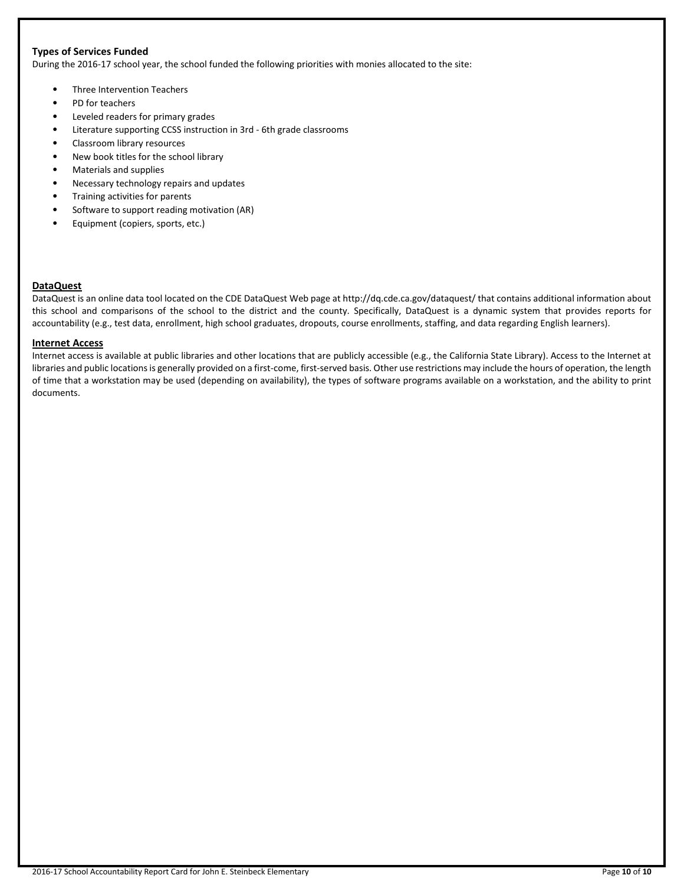**Types of Services Funded**

During the 2016-17 school year, the school funded the following priorities with monies allocated to the site:

- Three Intervention Teachers
- PD for teachers
- Leveled readers for primary grades
- Literature supporting CCSS instruction in 3rd - 6th grade classrooms
- Classroom library resources
- New book titles for the school library
- Materials and supplies
- Necessary technology repairs and updates
- Training activities for parents
- Software to support reading motivation (AR)
- Equipment (copiers, sports, etc.)

**DataQuest**

DataQuest is an online data tool located on the CDE DataQuest Web page at http://dq.cde.ca.gov/dataquest/ that contains additional information about this school and comparisons of the school to the district and the county. Specifically, DataQuest is a dynamic system that provides reports for accountability (e.g., test data, enrollment, high school graduates, dropouts, course enrollments, staffing, and data regarding English learners).

**Internet Access**

Internet access is available at public libraries and other locations that are publicly accessible (e.g., the California State Library). Access to the Internet at libraries and public locations is generally provided on a first-come, first-served basis. Other use restrictions may include the hours of operation, the length of time that a workstation may be used (depending on availability), the types of software programs available on a workstation, and the ability to print documents.